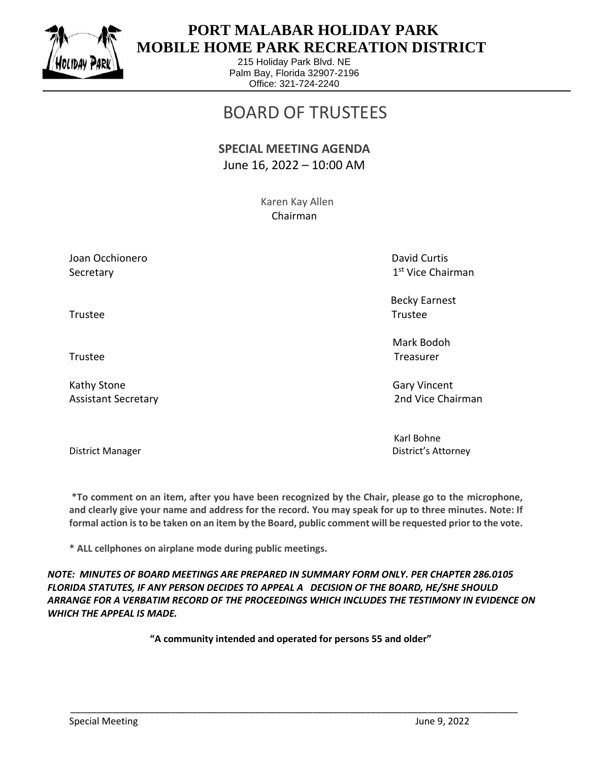# PORT MALABAR HOLIDAY PARK MOBILE HOME PARK RECREATION DISTRICT

215 Holiday Park Blvd. NE
Palm Bay, Florida 32907-2196
Office: 321-724-2240

# BOARD OF TRUSTEES

**SPECIAL MEETING AGENDA**
June 16, 2022 – 10:00 AM

Karen Kay Allen
Chairman

| | |
|---|---|
| Joan Occhionero<br>Secretary | David Curtis<br>1st Vice Chairman |
| Trustee | Becky Earnest<br>Trustee |
| Trustee | Mark Bodoh<br>Treasurer |
| Kathy Stone<br>Assistant Secretary | Gary Vincent<br>2nd Vice Chairman |
| District Manager | Karl Bohne<br>District's Attorney |

**\*To comment on an item, after you have been recognized by the Chair, please go to the microphone, and clearly give your name and address for the record. You may speak for up to three minutes. Note: If formal action is to be taken on an item by the Board, public comment will be requested prior to the vote.**

**\* ALL cellphones on airplane mode during public meetings.**

***NOTE: MINUTES OF BOARD MEETINGS ARE PREPARED IN SUMMARY FORM ONLY. PER CHAPTER 286.0105 FLORIDA STATUTES, IF ANY PERSON DECIDES TO APPEAL A DECISION OF THE BOARD, HE/SHE SHOULD ARRANGE FOR A VERBATIM RECORD OF THE PROCEEDINGS WHICH INCLUDES THE TESTIMONY IN EVIDENCE ON WHICH THE APPEAL IS MADE.***

**"A community intended and operated for persons 55 and older"**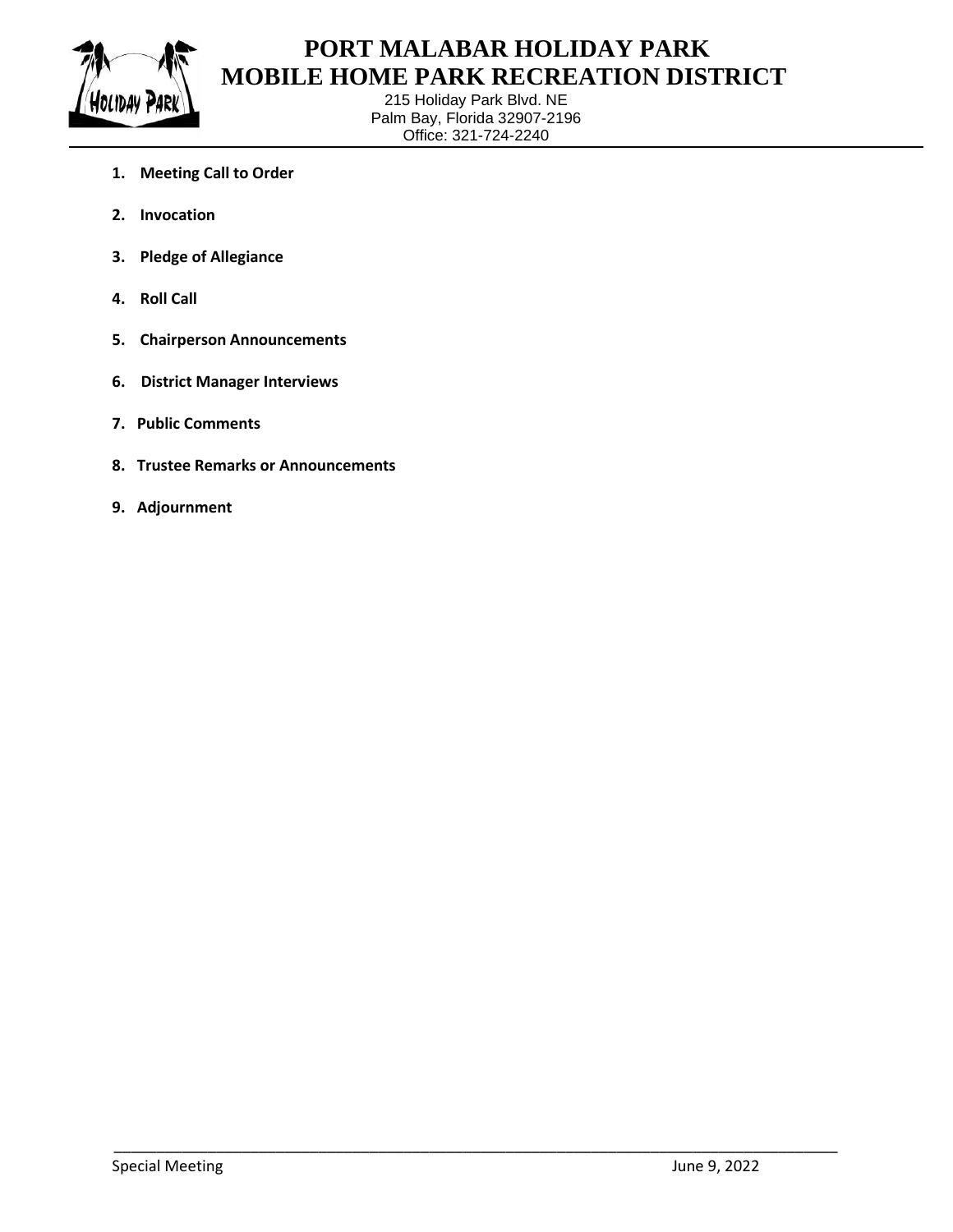# PORT MALABAR HOLIDAY PARK
# MOBILE HOME PARK RECREATION DISTRICT

215 Holiday Park Blvd. NE
Palm Bay, Florida 32907-2196
Office: 321-724-2240

1. **Meeting Call to Order**
2. **Invocation**
3. **Pledge of Allegiance**
4. **Roll Call**
5. **Chairperson Announcements**
6. **District Manager Interviews**
7. **Public Comments**
8. **Trustee Remarks or Announcements**
9. **Adjournment**

Special Meeting June 9, 2022